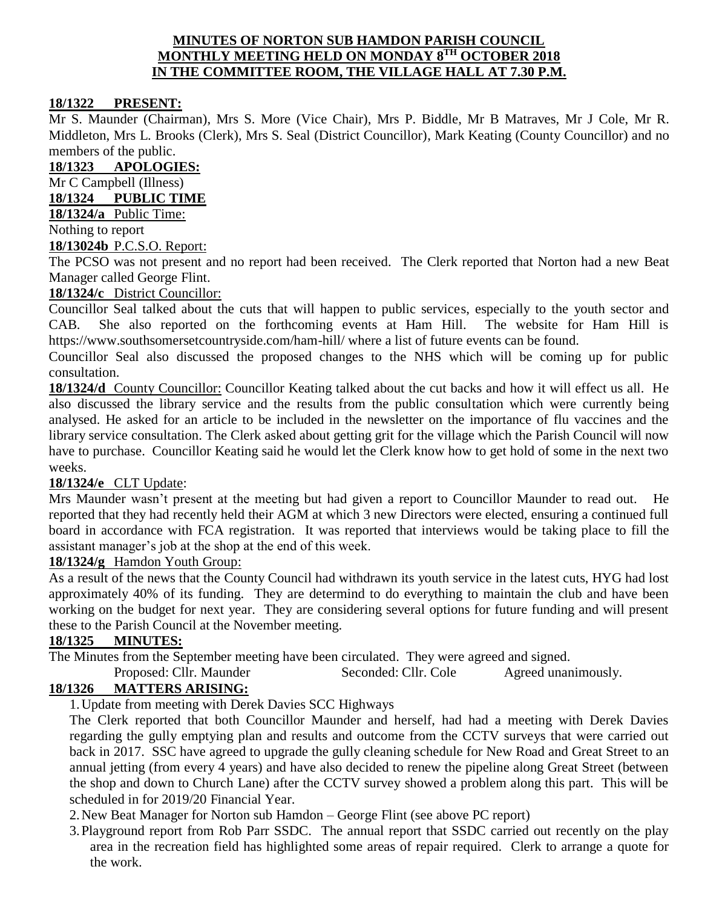# MINUTES OF NORTON SUB HAMDON PARISH COUNCIL MONTHLY MEETING HELD ON MONDAY 8TH OCTOBER 2018 IN THE COMMITTEE ROOM, THE VILLAGE HALL AT 7.30 P.M.

## 18/1322 PRESENT:

Mr S. Maunder (Chairman), Mrs S. More (Vice Chair), Mrs P. Biddle, Mr B Matraves, Mr J Cole, Mr R. Middleton, Mrs L. Brooks (Clerk), Mrs S. Seal (District Councillor), Mark Keating (County Councillor) and no members of the public.

## 18/1323 APOLOGIES:

Mr C Campbell (Illness)

## 18/1324 PUBLIC TIME

**18/1324/a** Public Time:

Nothing to report

**18/13024b** P.C.S.O. Report:

The PCSO was not present and no report had been received. The Clerk reported that Norton had a new Beat Manager called George Flint.

**18/1324/c** District Councillor:

Councillor Seal talked about the cuts that will happen to public services, especially to the youth sector and CAB. She also reported on the forthcoming events at Ham Hill. The website for Ham Hill is https://www.southsomersetcountryside.com/ham-hill/ where a list of future events can be found.

Councillor Seal also discussed the proposed changes to the NHS which will be coming up for public consultation.

**18/1324/d** County Councillor: Councillor Keating talked about the cut backs and how it will effect us all. He also discussed the library service and the results from the public consultation which were currently being analysed. He asked for an article to be included in the newsletter on the importance of flu vaccines and the library service consultation. The Clerk asked about getting grit for the village which the Parish Council will now have to purchase. Councillor Keating said he would let the Clerk know how to get hold of some in the next two weeks.

**18/1324/e** CLT Update:

Mrs Maunder wasn't present at the meeting but had given a report to Councillor Maunder to read out. He reported that they had recently held their AGM at which 3 new Directors were elected, ensuring a continued full board in accordance with FCA registration. It was reported that interviews would be taking place to fill the assistant manager's job at the shop at the end of this week.

**18/1324/g** Hamdon Youth Group:

As a result of the news that the County Council had withdrawn its youth service in the latest cuts, HYG had lost approximately 40% of its funding. They are determind to do everything to maintain the club and have been working on the budget for next year. They are considering several options for future funding and will present these to the Parish Council at the November meeting.

## 18/1325 MINUTES:

The Minutes from the September meeting have been circulated. They were agreed and signed.

Proposed: Cllr. Maunder Seconded: Cllr. Cole Agreed unanimously.

## 18/1326 MATTERS ARISING:

1. Update from meeting with Derek Davies SCC Highways

   The Clerk reported that both Councillor Maunder and herself, had had a meeting with Derek Davies regarding the gully emptying plan and results and outcome from the CCTV surveys that were carried out back in 2017. SSC have agreed to upgrade the gully cleaning schedule for New Road and Great Street to an annual jetting (from every 4 years) and have also decided to renew the pipeline along Great Street (between the shop and down to Church Lane) after the CCTV survey showed a problem along this part. This will be scheduled in for 2019/20 Financial Year.

2. New Beat Manager for Norton sub Hamdon – George Flint (see above PC report)
3. Playground report from Rob Parr SSDC. The annual report that SSDC carried out recently on the play area in the recreation field has highlighted some areas of repair required. Clerk to arrange a quote for the work.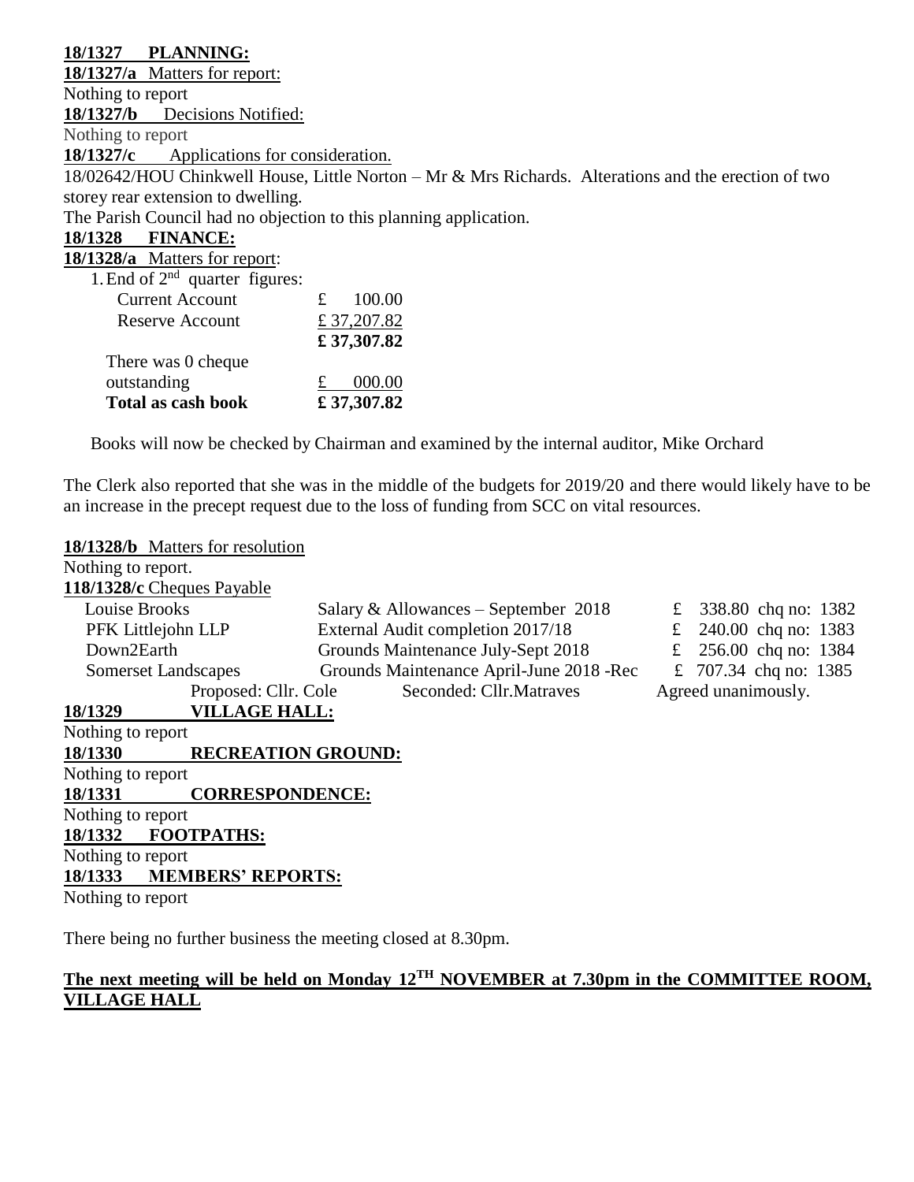**18/1327 PLANNING:**

**18/1327/a** Matters for report:

Nothing to report

**18/1327/b** Decisions Notified:

Nothing to report

**18/1327/c** Applications for consideration.

18/02642/HOU Chinkwell House, Little Norton – Mr & Mrs Richards. Alterations and the erection of two storey rear extension to dwelling.

The Parish Council had no objection to this planning application.

**18/1328 FINANCE:**

**18/1328/a** Matters for report:

1. End of 2nd quarter figures:

| | |
|---|---|
| Current Account | £ 100.00 |
| Reserve Account | £ 37,207.82 |
| | **£ 37,307.82** |
| There was 0 cheque outstanding | £ 000.00 |
| **Total as cash book** | **£ 37,307.82** |

Books will now be checked by Chairman and examined by the internal auditor, Mike Orchard

The Clerk also reported that she was in the middle of the budgets for 2019/20 and there would likely have to be an increase in the precept request due to the loss of funding from SCC on vital resources.

**18/1328/b** Matters for resolution

Nothing to report.

**118/1328/c** Cheques Payable

| | | |
|---|---|---|
| Louise Brooks | Salary & Allowances – September 2018 | £ 338.80 chq no: 1382 |
| PFK Littlejohn LLP | External Audit completion 2017/18 | £ 240.00 chq no: 1383 |
| Down2Earth | Grounds Maintenance July-Sept 2018 | £ 256.00 chq no: 1384 |
| Somerset Landscapes | Grounds Maintenance April-June 2018 -Rec | £ 707.34 chq no: 1385 |

Proposed: Cllr. Cole Seconded: Cllr.Matraves Agreed unanimously.

**18/1329 VILLAGE HALL:**

Nothing to report

**18/1330 RECREATION GROUND:**

Nothing to report

**18/1331 CORRESPONDENCE:**

Nothing to report

**18/1332 FOOTPATHS:**

Nothing to report

**18/1333 MEMBERS' REPORTS:**

Nothing to report

There being no further business the meeting closed at 8.30pm.

**The next meeting will be held on Monday 12TH NOVEMBER at 7.30pm in the COMMITTEE ROOM, VILLAGE HALL**